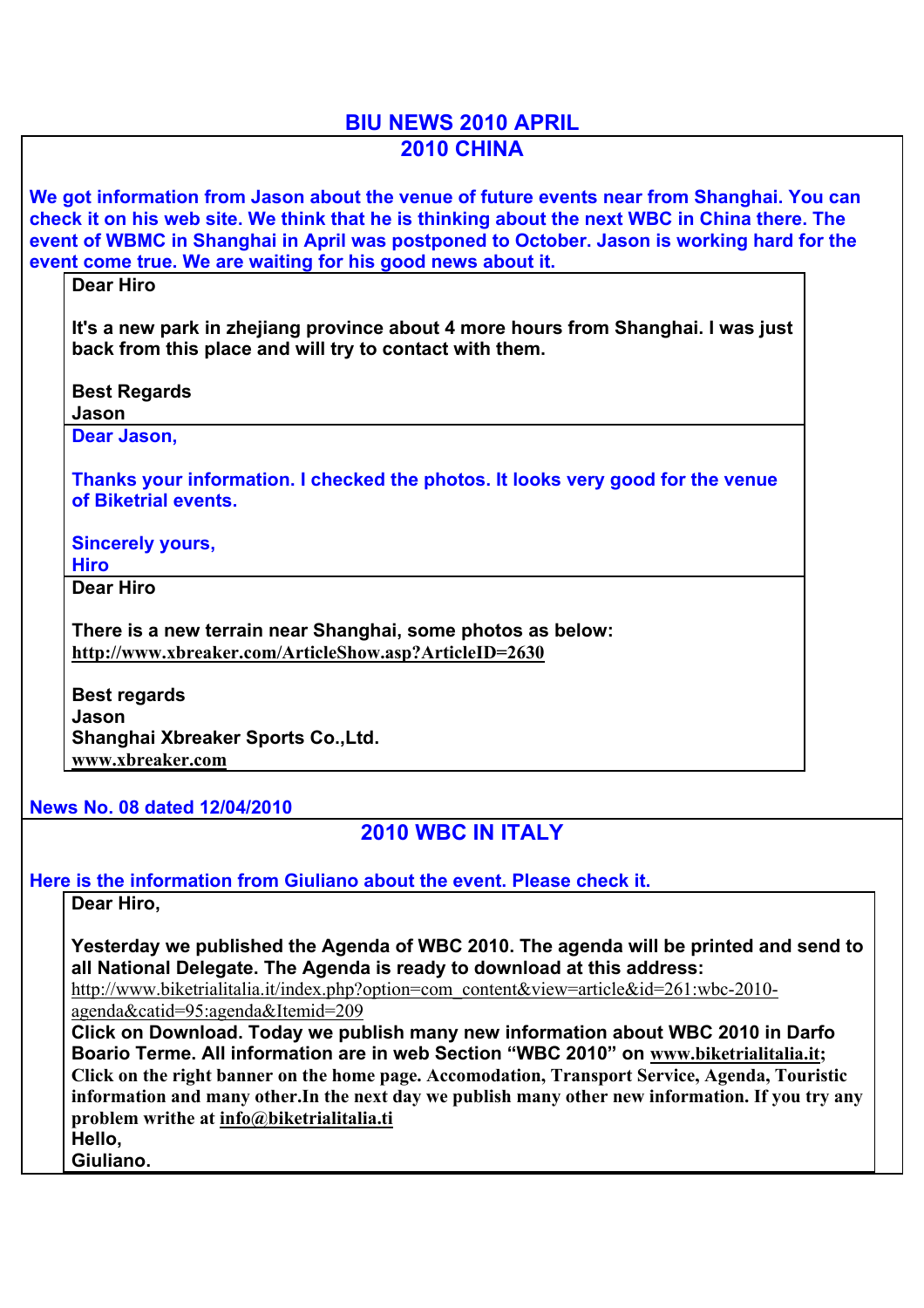# BIU NEWS 2010 APRIL

## 2010 CHINA

**We got information from Jason about the venue of future events near from Shanghai. You can check it on his web site. We think that he is thinking about the next WBC in China there. The event of WBMC in Shanghai in April was postponed to October. Jason is working hard for the event come true. We are waiting for his good news about it.**

> **Dear Hiro**
>
> **It's a new park in zhejiang province about 4 more hours from Shanghai. I was just back from this place and will try to contact with them.**
>
> **Best Regards**
> **Jason**

> **Dear Jason,**
>
> **Thanks your information. I checked the photos. It looks very good for the venue of Biketrial events.**
>
> **Sincerely yours,**
> **Hiro**

> **Dear Hiro**
>
> **There is a new terrain near Shanghai, some photos as below:**
> **http://www.xbreaker.com/ArticleShow.asp?ArticleID=2630**
>
> **Best regards**
> **Jason**
> **Shanghai Xbreaker Sports Co.,Ltd.**
> **www.xbreaker.com**

**News No. 08 dated 12/04/2010**

## 2010 WBC IN ITALY

**Here is the information from Giuliano about the event. Please check it.**

> **Dear Hiro,**
>
> **Yesterday we published the Agenda of WBC 2010. The agenda will be printed and send to all National Delegate. The Agenda is ready to download at this address:**
> http://www.biketrialitalia.it/index.php?option=com_content&view=article&id=261:wbc-2010-agenda&catid=95:agenda&Itemid=209
> **Click on Download. Today we publish many new information about WBC 2010 in Darfo Boario Terme. All information are in web Section "WBC 2010" on www.biketrialitalia.it; Click on the right banner on the home page. Accomodation, Transport Service, Agenda, Touristic information and many other.In the next day we publish many other new information. If you try any problem writhe at info@biketrialitalia.ti**
> **Hello,**
> **Giuliano.**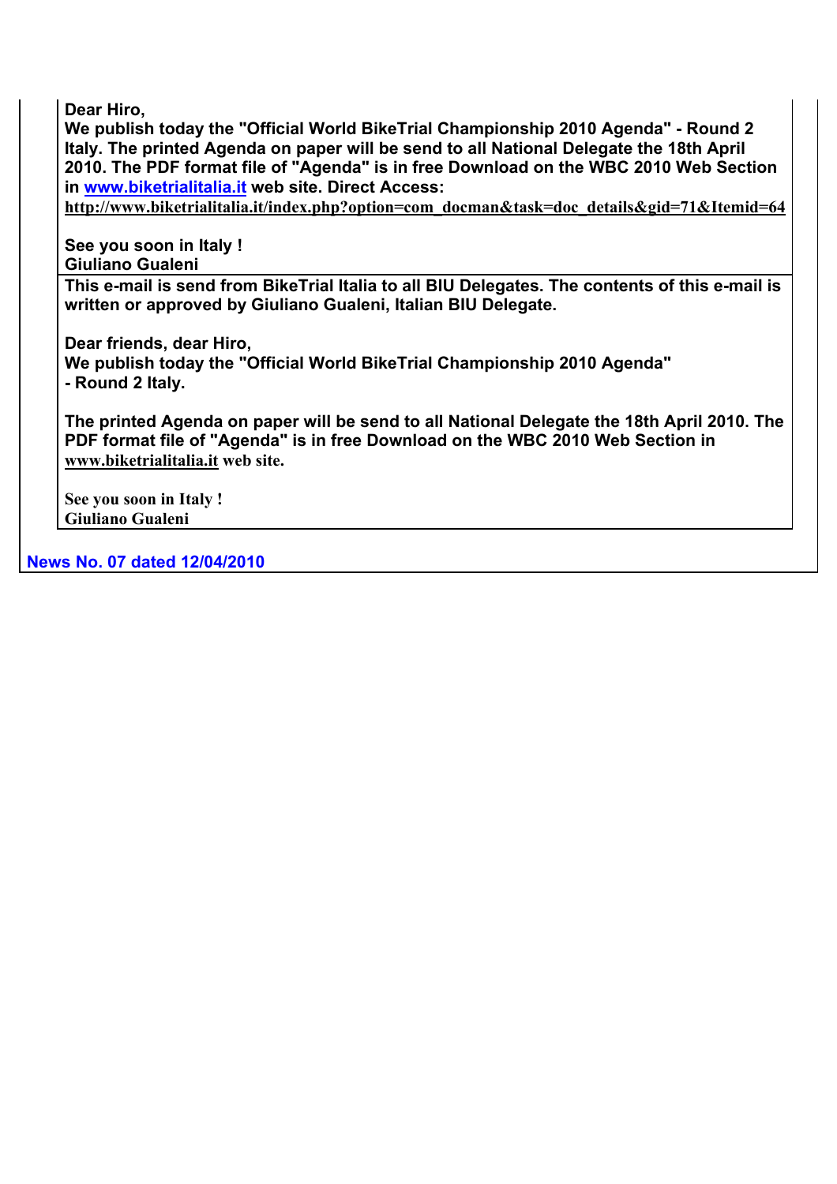**Dear Hiro,**
**We publish today the "Official World BikeTrial Championship 2010 Agenda" - Round 2 Italy. The printed Agenda on paper will be send to all National Delegate the 18th April 2010. The PDF format file of "Agenda" is in free Download on the WBC 2010 Web Section in [www.biketrialitalia.it](http://www.biketrialitalia.it) web site. Direct Access:**
**http://www.biketrialitalia.it/index.php?option=com_docman&task=doc_details&gid=71&Itemid=64**

**See you soon in Italy !**
**Giuliano Gualeni**

**This e-mail is send from BikeTrial Italia to all BIU Delegates. The contents of this e-mail is written or approved by Giuliano Gualeni, Italian BIU Delegate.**

**Dear friends, dear Hiro,**
**We publish today the "Official World BikeTrial Championship 2010 Agenda" - Round 2 Italy.**

**The printed Agenda on paper will be send to all National Delegate the 18th April 2010. The PDF format file of "Agenda" is in free Download on the WBC 2010 Web Section in www.biketrialitalia.it web site.**

**See you soon in Italy !**
**Giuliano Gualeni**

**News No. 07 dated 12/04/2010**